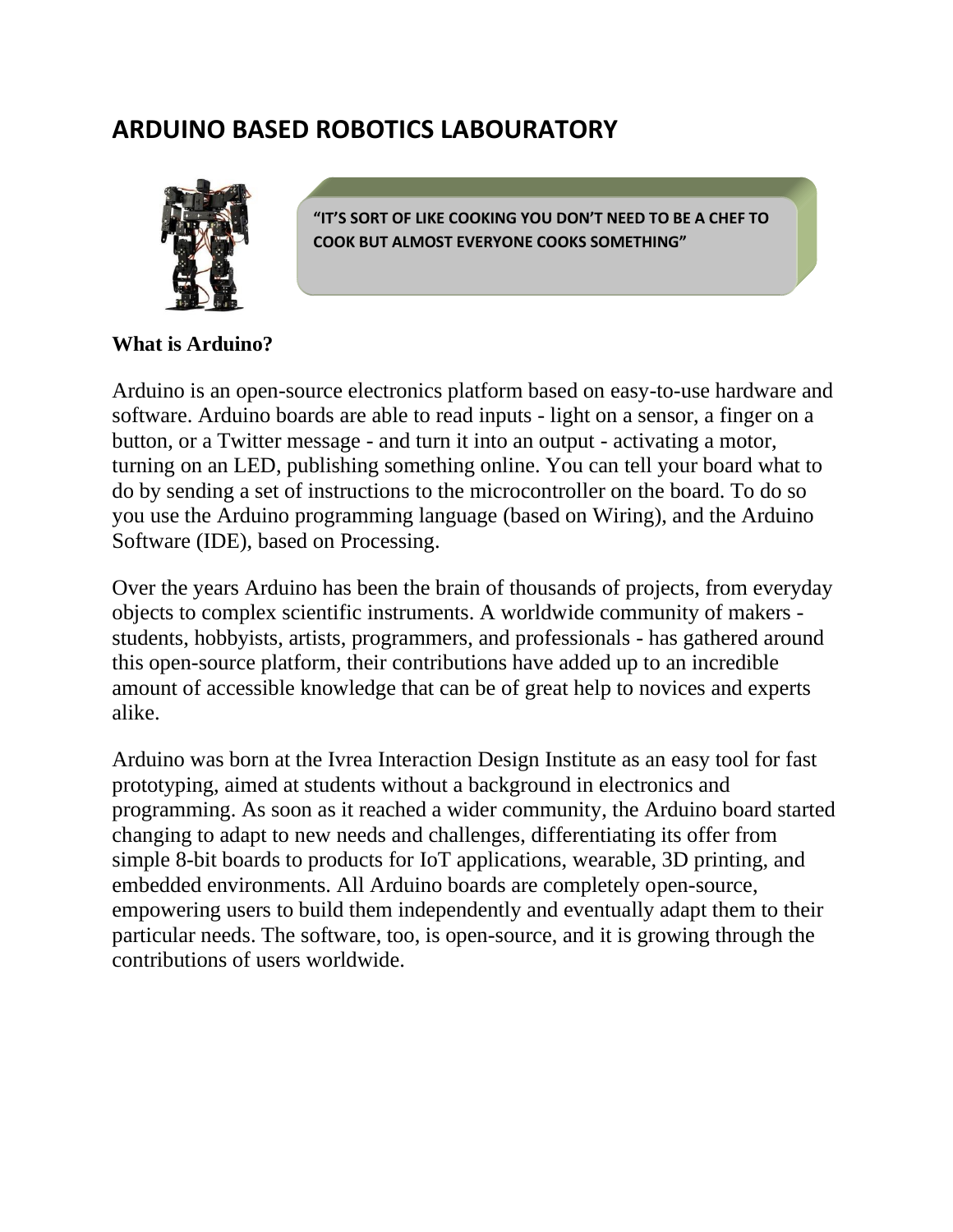# ARDUINO BASED ROBOTICS LABOURATORY

**"IT'S SORT OF LIKE COOKING YOU DON'T NEED TO BE A CHEF TO COOK BUT ALMOST EVERYONE COOKS SOMETHING"**

**What is Arduino?**

Arduino is an open-source electronics platform based on easy-to-use hardware and software. Arduino boards are able to read inputs - light on a sensor, a finger on a button, or a Twitter message - and turn it into an output - activating a motor, turning on an LED, publishing something online. You can tell your board what to do by sending a set of instructions to the microcontroller on the board. To do so you use the Arduino programming language (based on Wiring), and the Arduino Software (IDE), based on Processing.

Over the years Arduino has been the brain of thousands of projects, from everyday objects to complex scientific instruments. A worldwide community of makers - students, hobbyists, artists, programmers, and professionals - has gathered around this open-source platform, their contributions have added up to an incredible amount of accessible knowledge that can be of great help to novices and experts alike.

Arduino was born at the Ivrea Interaction Design Institute as an easy tool for fast prototyping, aimed at students without a background in electronics and programming. As soon as it reached a wider community, the Arduino board started changing to adapt to new needs and challenges, differentiating its offer from simple 8-bit boards to products for IoT applications, wearable, 3D printing, and embedded environments. All Arduino boards are completely open-source, empowering users to build them independently and eventually adapt them to their particular needs. The software, too, is open-source, and it is growing through the contributions of users worldwide.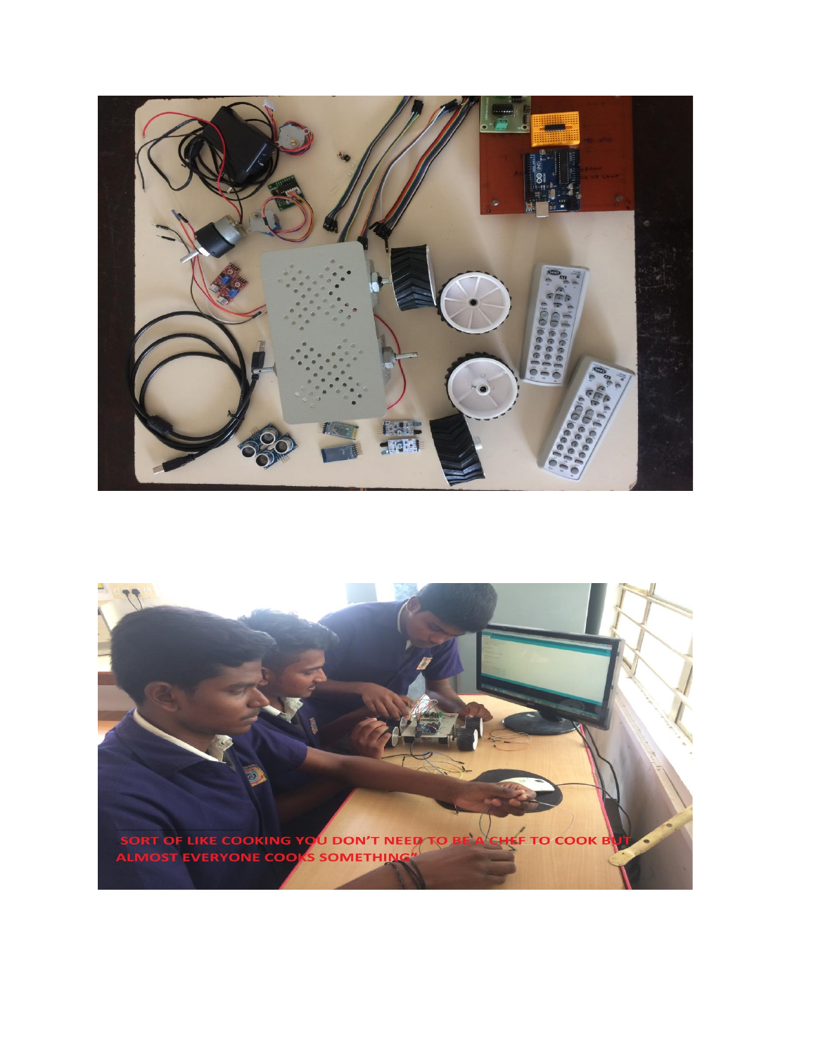SORT OF LIKE COOKING YOU DON'T NEED TO BE A CHEF TO COOK BUT ALMOST EVERYONE COOKS SOMETHING"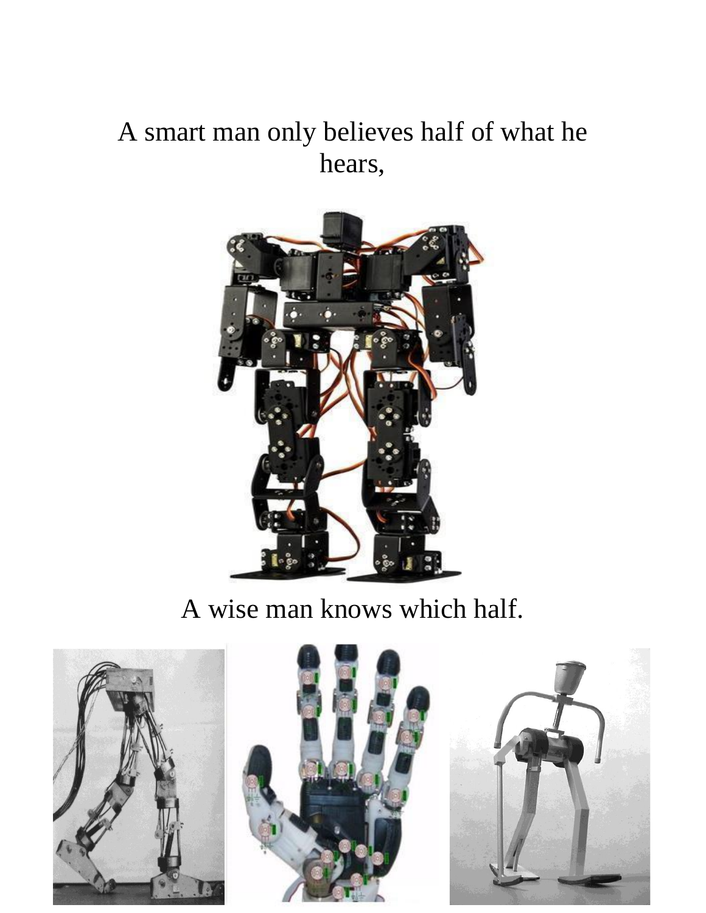A smart man only believes half of what he hears,

A wise man knows which half.